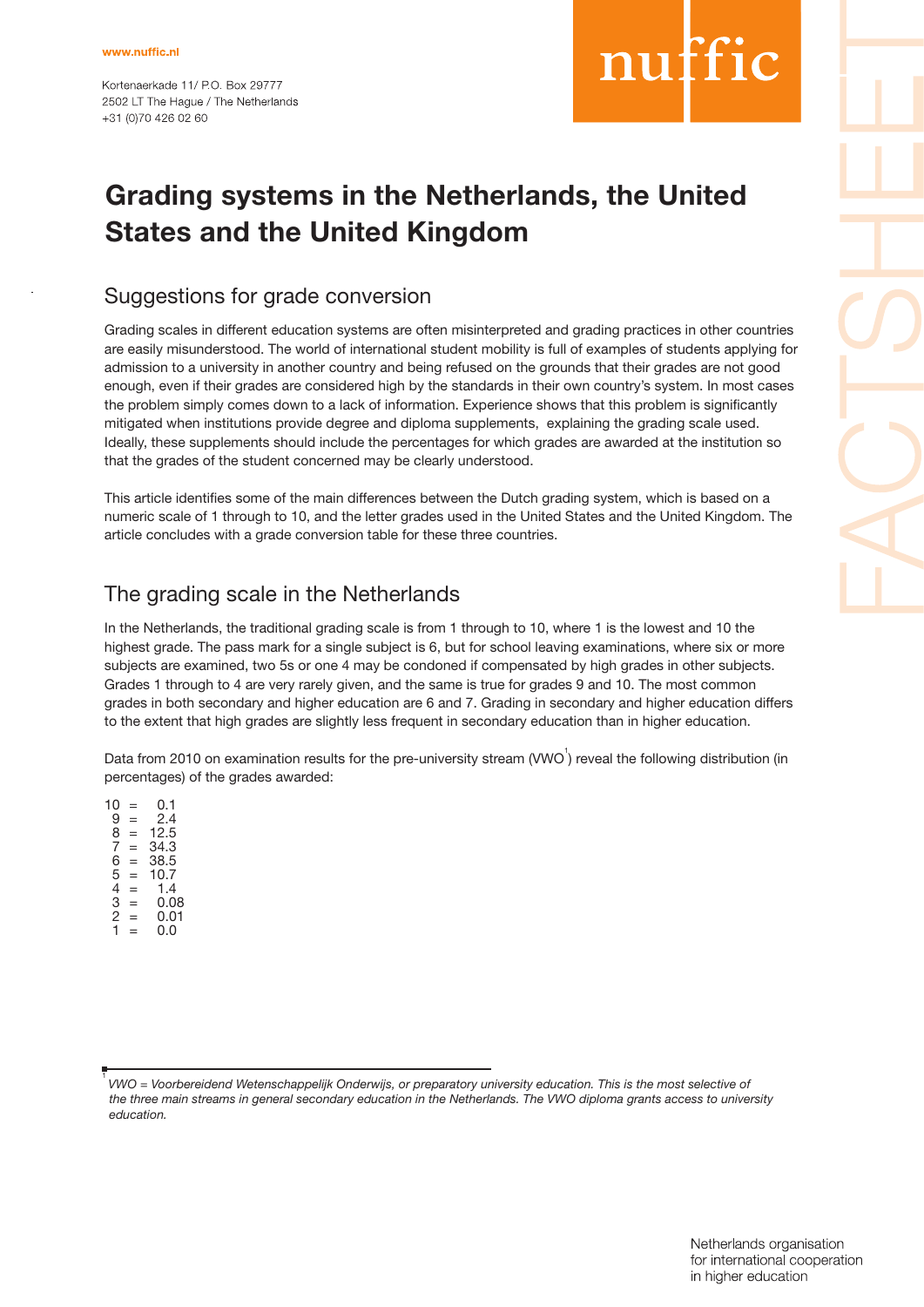www.nuffic.nl

Kortenaerkade 11/ P.O. Box 29777
2502 LT The Hague / The Netherlands
+31 (0)70 426 02 60

# Grading systems in the Netherlands, the United States and the United Kingdom

## Suggestions for grade conversion

Grading scales in different education systems are often misinterpreted and grading practices in other countries are easily misunderstood. The world of international student mobility is full of examples of students applying for admission to a university in another country and being refused on the grounds that their grades are not good enough, even if their grades are considered high by the standards in their own country's system. In most cases the problem simply comes down to a lack of information. Experience shows that this problem is significantly mitigated when institutions provide degree and diploma supplements, explaining the grading scale used. Ideally, these supplements should include the percentages for which grades are awarded at the institution so that the grades of the student concerned may be clearly understood.

This article identifies some of the main differences between the Dutch grading system, which is based on a numeric scale of 1 through to 10, and the letter grades used in the United States and the United Kingdom. The article concludes with a grade conversion table for these three countries.

## The grading scale in the Netherlands

In the Netherlands, the traditional grading scale is from 1 through to 10, where 1 is the lowest and 10 the highest grade. The pass mark for a single subject is 6, but for school leaving examinations, where six or more subjects are examined, two 5s or one 4 may be condoned if compensated by high grades in other subjects. Grades 1 through to 4 are very rarely given, and the same is true for grades 9 and 10. The most common grades in both secondary and higher education are 6 and 7. Grading in secondary and higher education differs to the extent that high grades are slightly less frequent in secondary education than in higher education.

Data from 2010 on examination results for the pre-university stream (VWO[1]) reveal the following distribution (in percentages) of the grades awarded:

10 = 0.1
9 = 2.4
8 = 12.5
7 = 34.3
6 = 38.5
5 = 10.7
4 = 1.4
3 = 0.08
2 = 0.01
1 = 0.0

[1] *VWO = Voorbereidend Wetenschappelijk Onderwijs, or preparatory university education. This is the most selective of the three main streams in general secondary education in the Netherlands. The VWO diploma grants access to university education.*

Netherlands organisation for international cooperation in higher education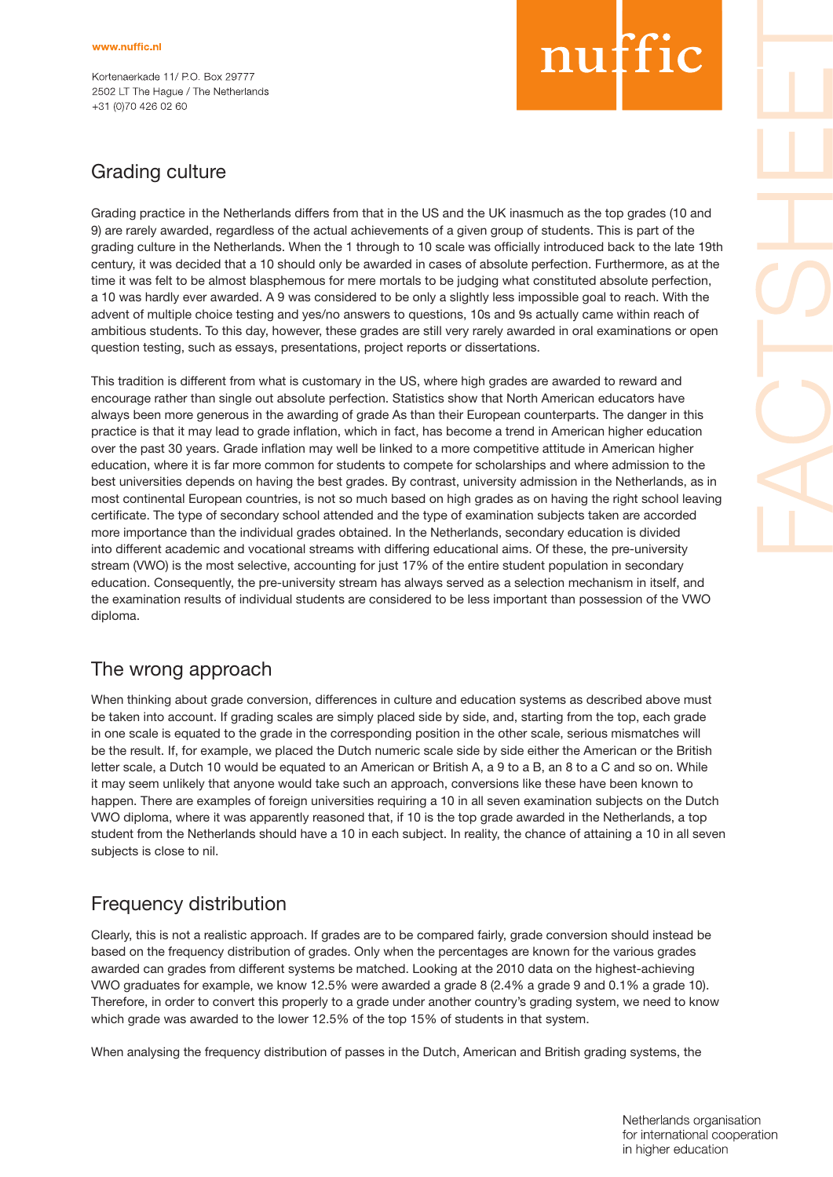## Grading culture

Grading practice in the Netherlands differs from that in the US and the UK inasmuch as the top grades (10 and 9) are rarely awarded, regardless of the actual achievements of a given group of students. This is part of the grading culture in the Netherlands. When the 1 through to 10 scale was officially introduced back to the late 19th century, it was decided that a 10 should only be awarded in cases of absolute perfection. Furthermore, as at the time it was felt to be almost blasphemous for mere mortals to be judging what constituted absolute perfection, a 10 was hardly ever awarded. A 9 was considered to be only a slightly less impossible goal to reach. With the advent of multiple choice testing and yes/no answers to questions, 10s and 9s actually came within reach of ambitious students. To this day, however, these grades are still very rarely awarded in oral examinations or open question testing, such as essays, presentations, project reports or dissertations.

This tradition is different from what is customary in the US, where high grades are awarded to reward and encourage rather than single out absolute perfection. Statistics show that North American educators have always been more generous in the awarding of grade As than their European counterparts. The danger in this practice is that it may lead to grade inflation, which in fact, has become a trend in American higher education over the past 30 years. Grade inflation may well be linked to a more competitive attitude in American higher education, where it is far more common for students to compete for scholarships and where admission to the best universities depends on having the best grades. By contrast, university admission in the Netherlands, as in most continental European countries, is not so much based on high grades as on having the right school leaving certificate. The type of secondary school attended and the type of examination subjects taken are accorded more importance than the individual grades obtained. In the Netherlands, secondary education is divided into different academic and vocational streams with differing educational aims. Of these, the pre-university stream (VWO) is the most selective, accounting for just 17% of the entire student population in secondary education. Consequently, the pre-university stream has always served as a selection mechanism in itself, and the examination results of individual students are considered to be less important than possession of the VWO diploma.

## The wrong approach

When thinking about grade conversion, differences in culture and education systems as described above must be taken into account. If grading scales are simply placed side by side, and, starting from the top, each grade in one scale is equated to the grade in the corresponding position in the other scale, serious mismatches will be the result. If, for example, we placed the Dutch numeric scale side by side either the American or the British letter scale, a Dutch 10 would be equated to an American or British A, a 9 to a B, an 8 to a C and so on. While it may seem unlikely that anyone would take such an approach, conversions like these have been known to happen. There are examples of foreign universities requiring a 10 in all seven examination subjects on the Dutch VWO diploma, where it was apparently reasoned that, if 10 is the top grade awarded in the Netherlands, a top student from the Netherlands should have a 10 in each subject. In reality, the chance of attaining a 10 in all seven subjects is close to nil.

## Frequency distribution

Clearly, this is not a realistic approach. If grades are to be compared fairly, grade conversion should instead be based on the frequency distribution of grades. Only when the percentages are known for the various grades awarded can grades from different systems be matched. Looking at the 2010 data on the highest-achieving VWO graduates for example, we know 12.5% were awarded a grade 8 (2.4% a grade 9 and 0.1% a grade 10). Therefore, in order to convert this properly to a grade under another country's grading system, we need to know which grade was awarded to the lower 12.5% of the top 15% of students in that system.

When analysing the frequency distribution of passes in the Dutch, American and British grading systems, the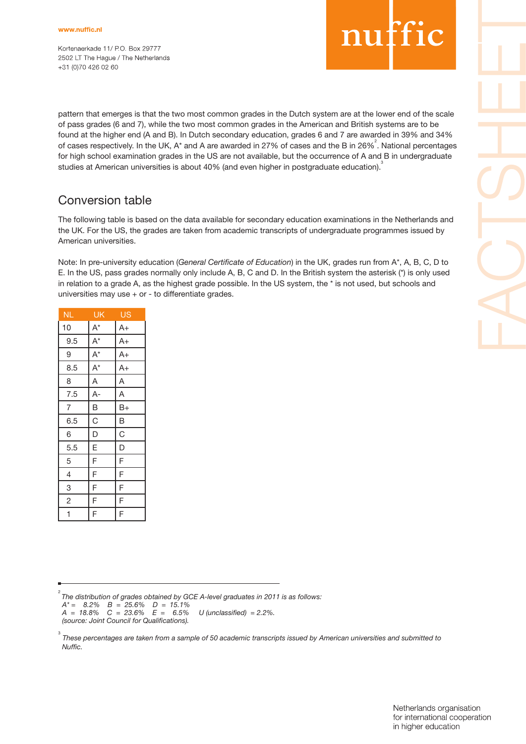pattern that emerges is that the two most common grades in the Dutch system are at the lower end of the scale of pass grades (6 and 7), while the two most common grades in the American and British systems are to be found at the higher end (A and B). In Dutch secondary education, grades 6 and 7 are awarded in 39% and 34% of cases respectively. In the UK, A* and A are awarded in 27% of cases and the B in 26%[2]. National percentages for high school examination grades in the US are not available, but the occurrence of A and B in undergraduate studies at American universities is about 40% (and even higher in postgraduate education).[3]

## Conversion table

The following table is based on the data available for secondary education examinations in the Netherlands and the UK. For the US, the grades are taken from academic transcripts of undergraduate programmes issued by American universities.

Note: In pre-university education (*General Certificate of Education*) in the UK, grades run from A*, A, B, C, D to E. In the US, pass grades normally only include A, B, C and D. In the British system the asterisk (*) is only used in relation to a grade A, as the highest grade possible. In the US system, the * is not used, but schools and universities may use + or - to differentiate grades.

| NL | UK | US |
|---|---|---|
| 10 | A* | A+ |
| 9.5 | A* | A+ |
| 9 | A* | A+ |
| 8.5 | A* | A+ |
| 8 | A | A |
| 7.5 | A- | A |
| 7 | B | B+ |
| 6.5 | C | B |
| 6 | D | C |
| 5.5 | E | D |
| 5 | F | F |
| 4 | F | F |
| 3 | F | F |
| 2 | F | F |
| 1 | F | F |

---

[2] *The distribution of grades obtained by GCE A-level graduates in 2011 is as follows:*
*A* = 8.2% B = 25.6% D = 15.1%*
*A = 18.8% C = 23.6% E = 6.5% U (unclassified) = 2.2%.*
*(source: Joint Council for Qualifications).*

[3] *These percentages are taken from a sample of 50 academic transcripts issued by American universities and submitted to Nuffic.*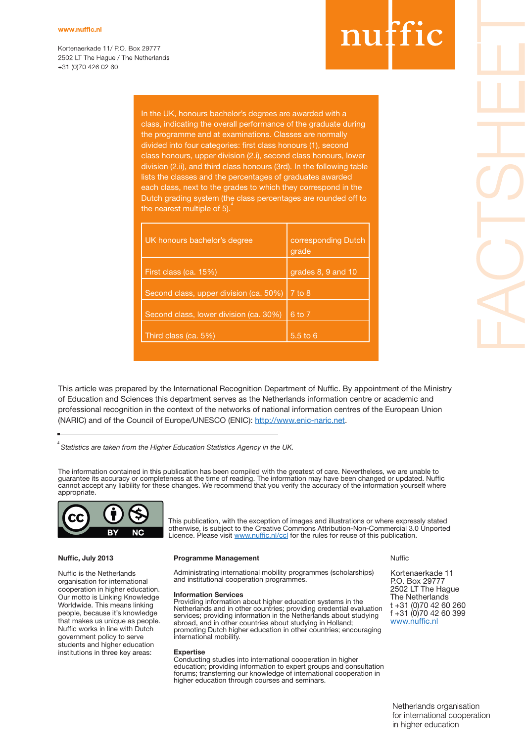www.nuffic.nl

Kortenaerkade 11/ P.O. Box 29777
2502 LT The Hague / The Netherlands
+31 (0)70 426 02 60

In the UK, honours bachelor's degrees are awarded with a class, indicating the overall performance of the graduate during the programme and at examinations. Classes are normally divided into four categories: first class honours (1), second class honours, upper division (2.i), second class honours, lower division (2.ii), and third class honours (3rd). In the following table lists the classes and the percentages of graduates awarded each class, next to the grades to which they correspond in the Dutch grading system (the class percentages are rounded off to the nearest multiple of 5).[4]

| UK honours bachelor's degree | corresponding Dutch grade |
|---|---|
| First class (ca. 15%) | grades 8, 9 and 10 |
| Second class, upper division (ca. 50%) | 7 to 8 |
| Second class, lower division (ca. 30%) | 6 to 7 |
| Third class (ca. 5%) | 5.5 to 6 |

This article was prepared by the International Recognition Department of Nuffic. By appointment of the Ministry of Education and Sciences this department serves as the Netherlands information centre or academic and professional recognition in the context of the networks of national information centres of the European Union (NARIC) and of the Council of Europe/UNESCO (ENIC): http://www.enic-naric.net.

[4] *Statistics are taken from the Higher Education Statistics Agency in the UK.*

The information contained in this publication has been compiled with the greatest of care. Nevertheless, we are unable to guarantee its accuracy or completeness at the time of reading. The information may have been changed or updated. Nuffic cannot accept any liability for these changes. We recommend that you verify the accuracy of the information yourself where appropriate.

This publication, with the exception of images and illustrations or where expressly stated otherwise, is subject to the Creative Commons Attribution-Non-Commercial 3.0 Unported Licence. Please visit www.nuffic.nl/ccl for the rules for reuse of this publication.

**Nuffic, July 2013**

Nuffic is the Netherlands organisation for international cooperation in higher education. Our motto is Linking Knowledge Worldwide. This means linking people, because it's knowledge that makes us unique as people. Nuffic works in line with Dutch government policy to serve students and higher education institutions in three key areas:

**Programme Management**

Administrating international mobility programmes (scholarships) and institutional cooperation programmes.

**Information Services**
Providing information about higher education systems in the Netherlands and in other countries; providing credential evaluation services; providing information in the Netherlands about studying abroad, and in other countries about studying in Holland; promoting Dutch higher education in other countries; encouraging international mobility.

**Expertise**
Conducting studies into international cooperation in higher education; providing information to expert groups and consultation forums; transferring our knowledge of international cooperation in higher education through courses and seminars.

Nuffic

Kortenaerkade 11
P.O. Box 29777
2502 LT The Hague
The Netherlands
t +31 (0)70 42 60 260
f +31 (0)70 42 60 399
www.nuffic.nl

Netherlands organisation for international cooperation in higher education